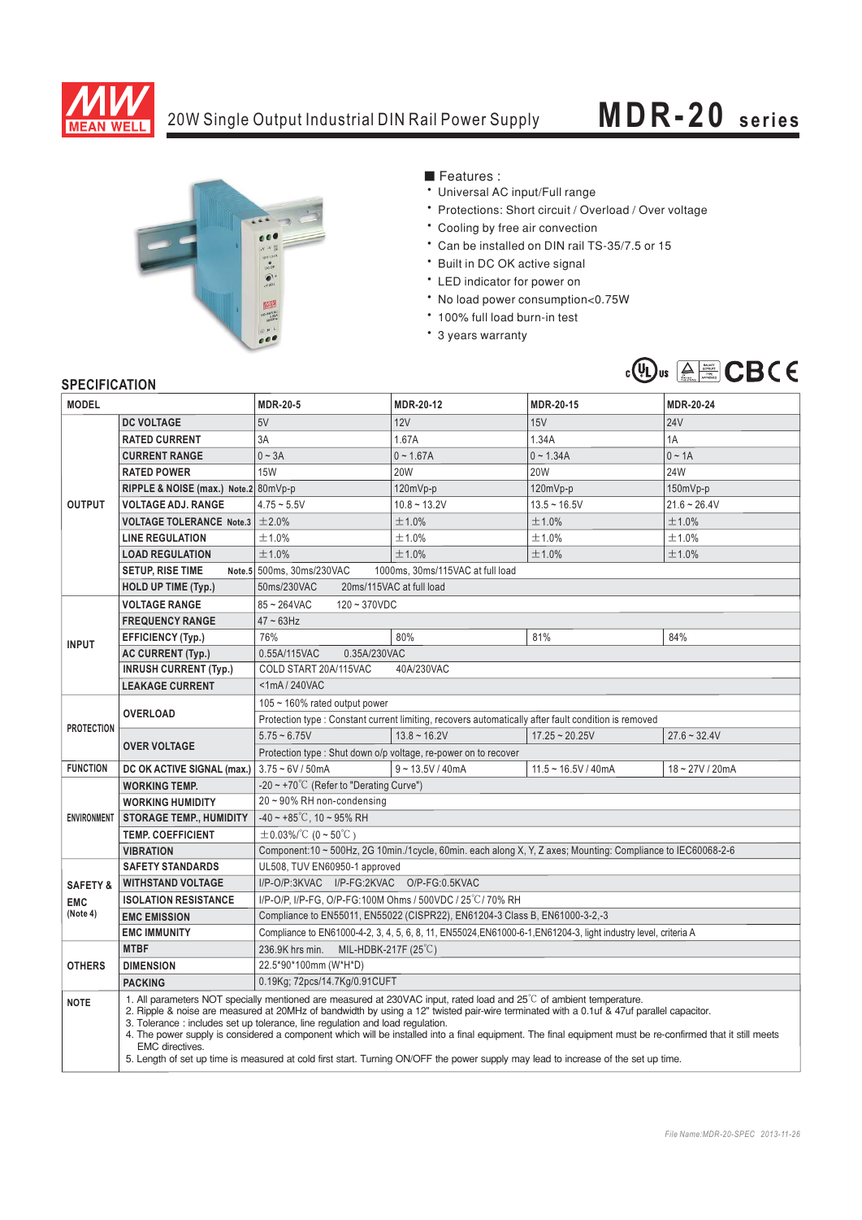# 20W Single Output Industrial DIN Rail Power Supply

## MDR-20 series

■ Features :

- Universal AC input/Full range
- Protections: Short circuit / Overload / Over voltage
- Cooling by free air convection
- Can be installed on DIN rail TS-35/7.5 or 15
- Built in DC OK active signal
- LED indicator for power on
- No load power consumption<0.75W
- 100% full load burn-in test
- 3 years warranty

## SPECIFICATION

| MODEL | | MDR-20-5 | MDR-20-12 | MDR-20-15 | MDR-20-24 |
|---|---|---|---|---|---|
| OUTPUT | DC VOLTAGE | 5V | 12V | 15V | 24V |
| | RATED CURRENT | 3A | 1.67A | 1.34A | 1A |
| | CURRENT RANGE | 0 ~ 3A | 0 ~ 1.67A | 0 ~ 1.34A | 0 ~ 1A |
| | RATED POWER | 15W | 20W | 20W | 24W |
| | RIPPLE & NOISE (max.) Note.2 | 80mVp-p | 120mVp-p | 120mVp-p | 150mVp-p |
| | VOLTAGE ADJ. RANGE | 4.75 ~ 5.5V | 10.8 ~ 13.2V | 13.5 ~ 16.5V | 21.6 ~ 26.4V |
| | VOLTAGE TOLERANCE Note.3 | ±2.0% | ±1.0% | ±1.0% | ±1.0% |
| | LINE REGULATION | ±1.0% | ±1.0% | ±1.0% | ±1.0% |
| | LOAD REGULATION | ±1.0% | ±1.0% | ±1.0% | ±1.0% |
| | SETUP, RISE TIME Note.5 | 500ms, 30ms/230VAC 1000ms, 30ms/115VAC at full load | | | |
| | HOLD UP TIME (Typ.) | 50ms/230VAC 20ms/115VAC at full load | | | |
| INPUT | VOLTAGE RANGE | 85 ~ 264VAC 120 ~ 370VDC | | | |
| | FREQUENCY RANGE | 47 ~ 63Hz | | | |
| | EFFICIENCY (Typ.) | 76% | 80% | 81% | 84% |
| | AC CURRENT (Typ.) | 0.55A/115VAC 0.35A/230VAC | | | |
| | INRUSH CURRENT (Typ.) | COLD START 20A/115VAC 40A/230VAC | | | |
| | LEAKAGE CURRENT | <1mA / 240VAC | | | |
| PROTECTION | OVERLOAD | 105 ~ 160% rated output power | | | |
| | | Protection type : Constant current limiting, recovers automatically after fault condition is removed | | | |
| | OVER VOLTAGE | 5.75 ~ 6.75V | 13.8 ~ 16.2V | 17.25 ~ 20.25V | 27.6 ~ 32.4V |
| | | Protection type : Shut down o/p voltage, re-power on to recover | | | |
| FUNCTION | DC OK ACTIVE SIGNAL (max.) | 3.75 ~ 6V / 50mA | 9 ~ 13.5V / 40mA | 11.5 ~ 16.5V / 40mA | 18 ~ 27V / 20mA |
| ENVIRONMENT | WORKING TEMP. | -20 ~ +70℃ (Refer to "Derating Curve") | | | |
| | WORKING HUMIDITY | 20 ~ 90% RH non-condensing | | | |
| | STORAGE TEMP., HUMIDITY | -40 ~ +85℃, 10 ~ 95% RH | | | |
| | TEMP. COEFFICIENT | ±0.03%/℃ (0 ~ 50℃) | | | |
| | VIBRATION | Component:10 ~ 500Hz, 2G 10min./1cycle, 60min. each along X, Y, Z axes; Mounting: Compliance to IEC60068-2-6 | | | |
| SAFETY & EMC (Note 4) | SAFETY STANDARDS | UL508, TUV EN60950-1 approved | | | |
| | WITHSTAND VOLTAGE | I/P-O/P:3KVAC I/P-FG:2KVAC O/P-FG:0.5KVAC | | | |
| | ISOLATION RESISTANCE | I/P-O/P, I/P-FG, O/P-FG:100M Ohms / 500VDC / 25℃/ 70% RH | | | |
| | EMC EMISSION | Compliance to EN55011, EN55022 (CISPR22), EN61204-3 Class B, EN61000-3-2,-3 | | | |
| | EMC IMMUNITY | Compliance to EN61000-4-2, 3, 4, 5, 6, 8, 11, EN55024,EN61000-6-1,EN61204-3, light industry level, criteria A | | | |
| OTHERS | MTBF | 236.9K hrs min. MIL-HDBK-217F (25℃) | | | |
| | DIMENSION | 22.5*90*100mm (W*H*D) | | | |
| | PACKING | 0.19Kg; 72pcs/14.7Kg/0.91CUFT | | | |

**NOTE**

1. All parameters NOT specially mentioned are measured at 230VAC input, rated load and 25℃ of ambient temperature.
2. Ripple & noise are measured at 20MHz of bandwidth by using a 12" twisted pair-wire terminated with a 0.1uf & 47uf parallel capacitor.
3. Tolerance : includes set up tolerance, line regulation and load regulation.
4. The power supply is considered a component which will be installed into a final equipment. The final equipment must be re-confirmed that it still meets EMC directives.
5. Length of set up time is measured at cold first start. Turning ON/OFF the power supply may lead to increase of the set up time.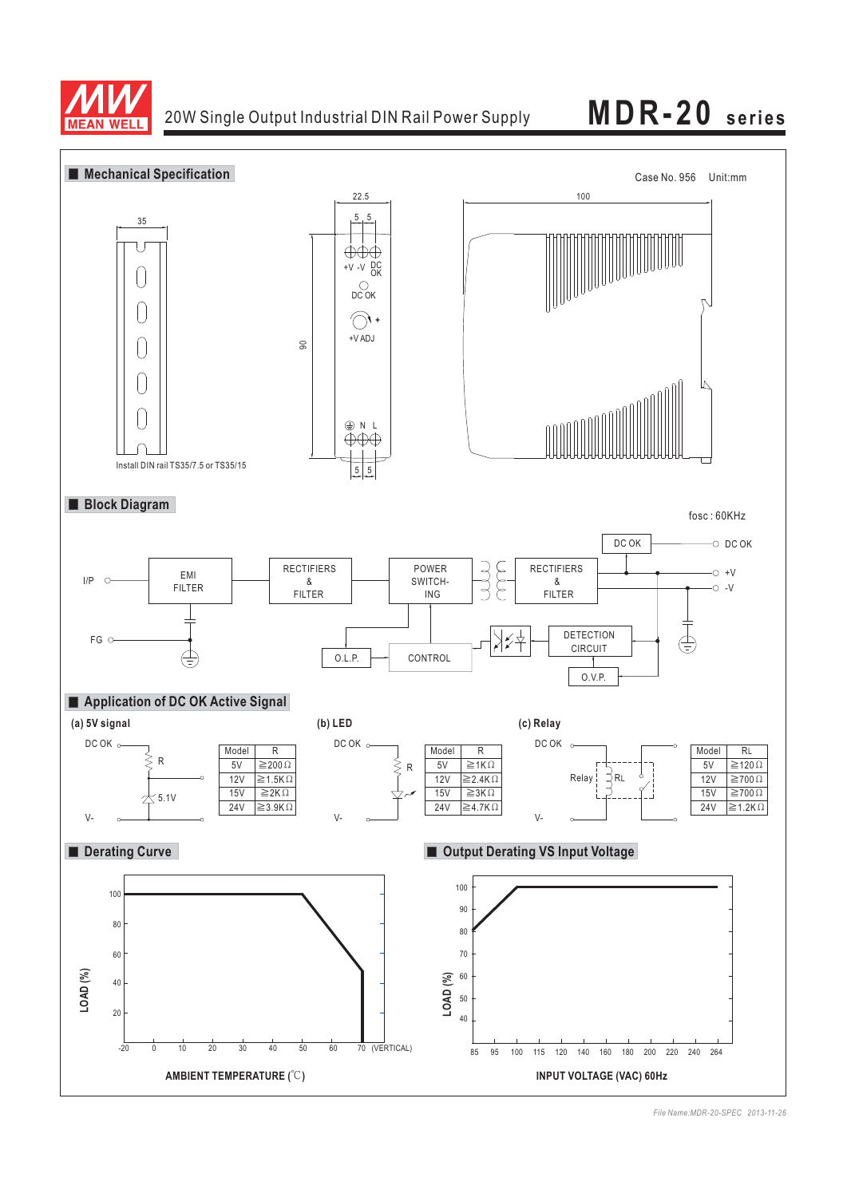# 20W Single Output Industrial DIN Rail Power Supply

# MDR-20 series

## Mechanical Specification

Case No. 956 Unit:mm

35

Install DIN rail TS35/7.5 or TS35/15

22.5

5 5

+V -V DC OK

DC OK

+V ADJ

90

N L

5 5

100

## Block Diagram

fosc : 60KHz

I/P

EMI FILTER

RECTIFIERS & FILTER

POWER SWITCHING

RECTIFIERS & FILTER

DC OK

DC OK

+V

-V

FG

O.L.P.

CONTROL

DETECTION CIRCUIT

O.V.P.

## Application of DC OK Active Signal

**(a) 5V signal**

DC OK

R

5.1V

V-

| Model | R |
|---|---|
| 5V | ≧200Ω |
| 12V | ≧1.5KΩ |
| 15V | ≧2KΩ |
| 24V | ≧3.9KΩ |

**(b) LED**

DC OK

R

V-

| Model | R |
|---|---|
| 5V | ≧1KΩ |
| 12V | ≧2.4KΩ |
| 15V | ≧3KΩ |
| 24V | ≧4.7KΩ |

**(c) Relay**

DC OK

Relay

RL

V-

| Model | RL |
|---|---|
| 5V | ≧120Ω |
| 12V | ≧700Ω |
| 15V | ≧700Ω |
| 24V | ≧1.2KΩ |

## Derating Curve

LOAD (%)

100
80
60
40
20

-20 0 10 20 30 40 50 60 70 (VERTICAL)

AMBIENT TEMPERATURE (℃)

## Output Derating VS Input Voltage

LOAD (%)

100
90
80
70
60
50
40

85 95 100 115 120 140 160 180 200 220 240 264

INPUT VOLTAGE (VAC) 60Hz

*File Name:MDR-20-SPEC 2013-11-26*